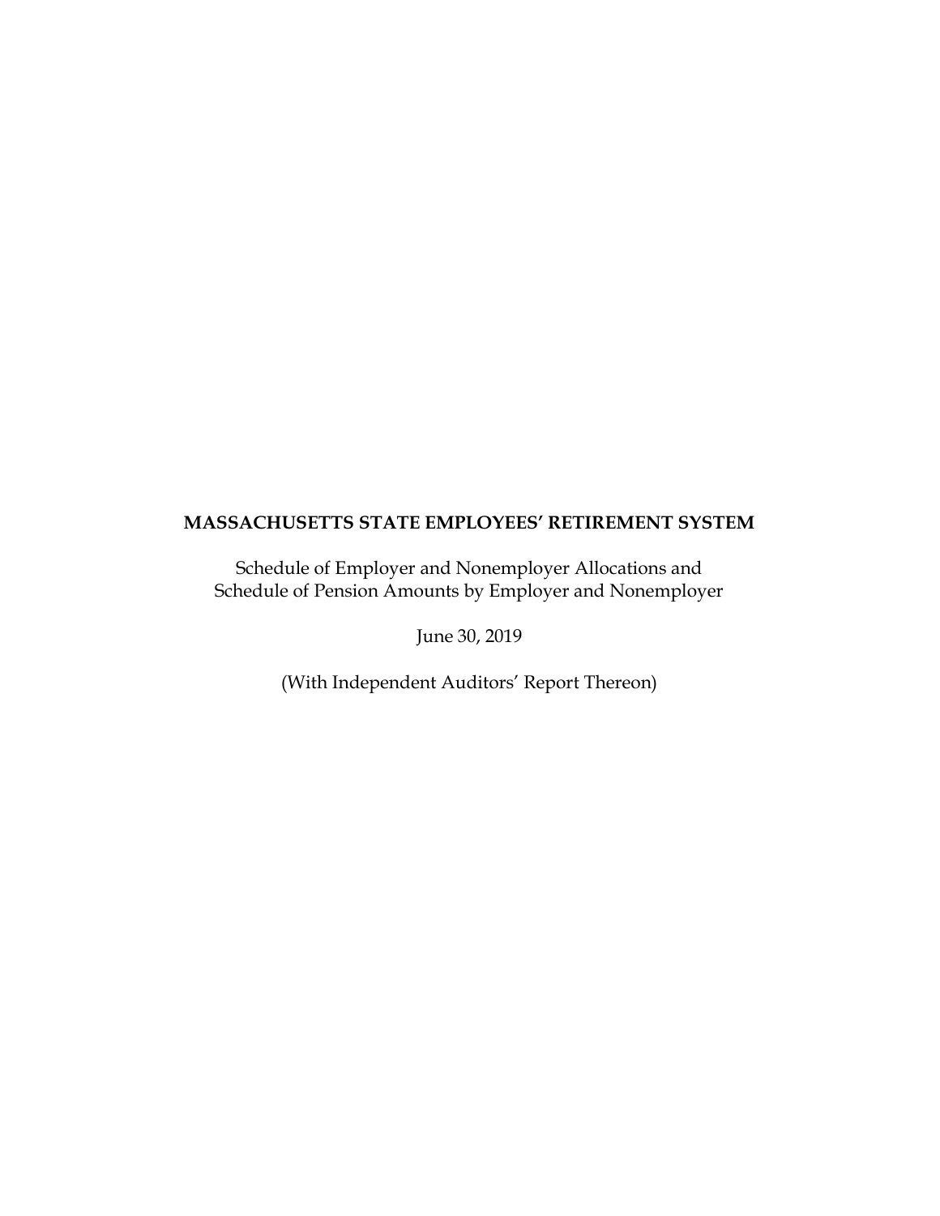# MASSACHUSETTS STATE EMPLOYEES' RETIREMENT SYSTEM

Schedule of Employer and Nonemployer Allocations and
Schedule of Pension Amounts by Employer and Nonemployer

June 30, 2019

(With Independent Auditors' Report Thereon)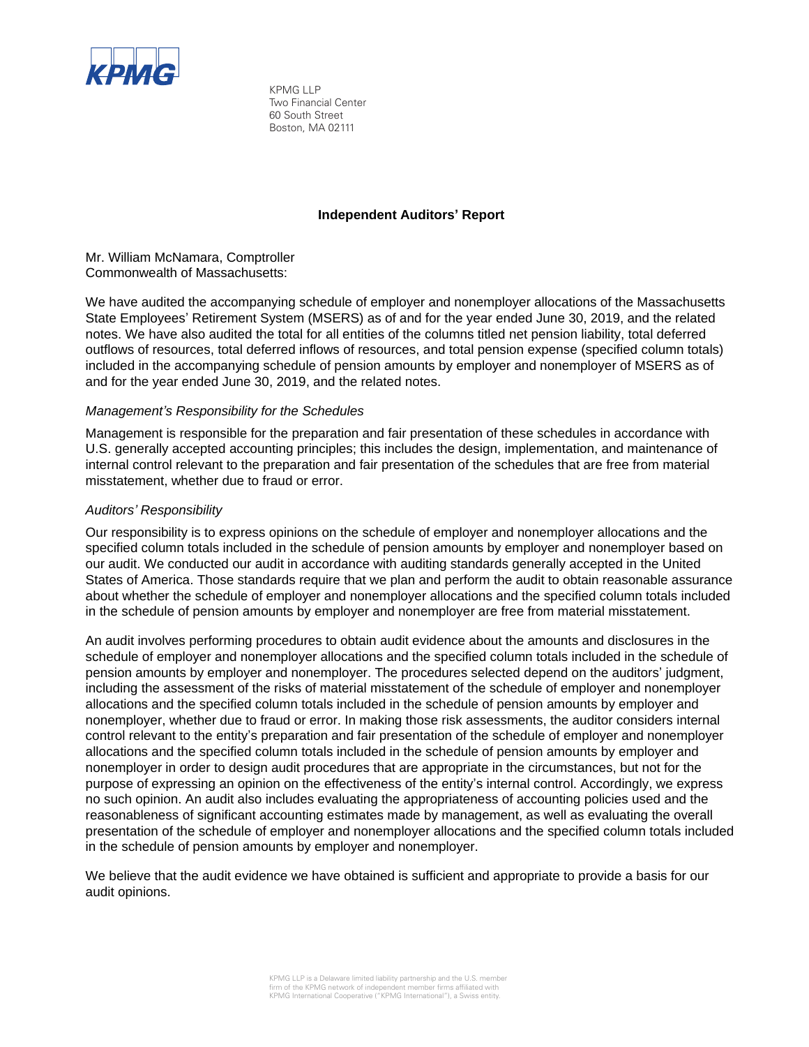KPMG LLP
Two Financial Center
60 South Street
Boston, MA 02111

## Independent Auditors' Report

Mr. William McNamara, Comptroller
Commonwealth of Massachusetts:

We have audited the accompanying schedule of employer and nonemployer allocations of the Massachusetts State Employees' Retirement System (MSERS) as of and for the year ended June 30, 2019, and the related notes. We have also audited the total for all entities of the columns titled net pension liability, total deferred outflows of resources, total deferred inflows of resources, and total pension expense (specified column totals) included in the accompanying schedule of pension amounts by employer and nonemployer of MSERS as of and for the year ended June 30, 2019, and the related notes.

*Management's Responsibility for the Schedules*

Management is responsible for the preparation and fair presentation of these schedules in accordance with U.S. generally accepted accounting principles; this includes the design, implementation, and maintenance of internal control relevant to the preparation and fair presentation of the schedules that are free from material misstatement, whether due to fraud or error.

*Auditors' Responsibility*

Our responsibility is to express opinions on the schedule of employer and nonemployer allocations and the specified column totals included in the schedule of pension amounts by employer and nonemployer based on our audit. We conducted our audit in accordance with auditing standards generally accepted in the United States of America. Those standards require that we plan and perform the audit to obtain reasonable assurance about whether the schedule of employer and nonemployer allocations and the specified column totals included in the schedule of pension amounts by employer and nonemployer are free from material misstatement.

An audit involves performing procedures to obtain audit evidence about the amounts and disclosures in the schedule of employer and nonemployer allocations and the specified column totals included in the schedule of pension amounts by employer and nonemployer. The procedures selected depend on the auditors' judgment, including the assessment of the risks of material misstatement of the schedule of employer and nonemployer allocations and the specified column totals included in the schedule of pension amounts by employer and nonemployer, whether due to fraud or error. In making those risk assessments, the auditor considers internal control relevant to the entity's preparation and fair presentation of the schedule of employer and nonemployer allocations and the specified column totals included in the schedule of pension amounts by employer and nonemployer in order to design audit procedures that are appropriate in the circumstances, but not for the purpose of expressing an opinion on the effectiveness of the entity's internal control. Accordingly, we express no such opinion. An audit also includes evaluating the appropriateness of accounting policies used and the reasonableness of significant accounting estimates made by management, as well as evaluating the overall presentation of the schedule of employer and nonemployer allocations and the specified column totals included in the schedule of pension amounts by employer and nonemployer.

We believe that the audit evidence we have obtained is sufficient and appropriate to provide a basis for our audit opinions.

KPMG LLP is a Delaware limited liability partnership and the U.S. member firm of the KPMG network of independent member firms affiliated with KPMG International Cooperative ("KPMG International"), a Swiss entity.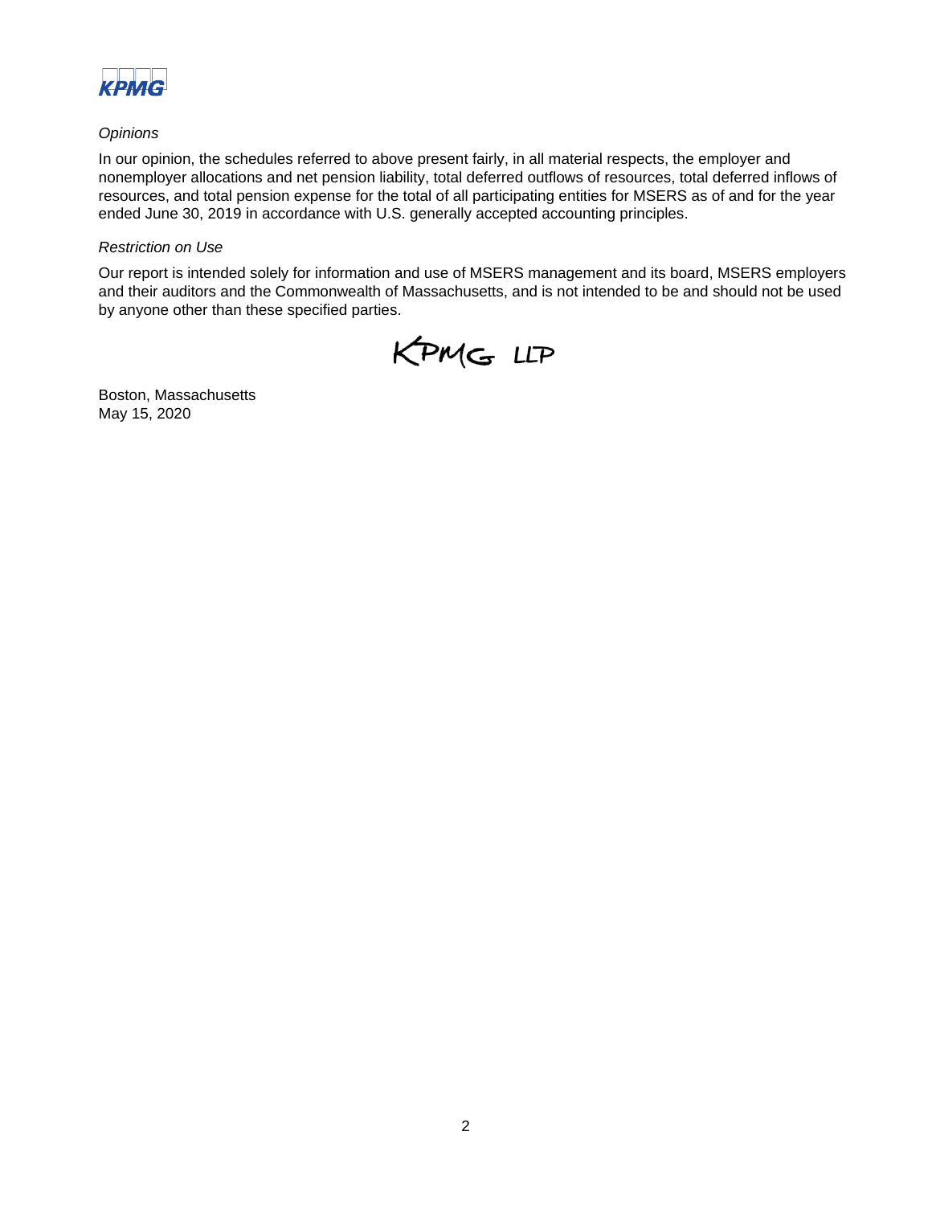*Opinions*

In our opinion, the schedules referred to above present fairly, in all material respects, the employer and nonemployer allocations and net pension liability, total deferred outflows of resources, total deferred inflows of resources, and total pension expense for the total of all participating entities for MSERS as of and for the year ended June 30, 2019 in accordance with U.S. generally accepted accounting principles.

*Restriction on Use*

Our report is intended solely for information and use of MSERS management and its board, MSERS employers and their auditors and the Commonwealth of Massachusetts, and is not intended to be and should not be used by anyone other than these specified parties.

KPMG LLP

Boston, Massachusetts
May 15, 2020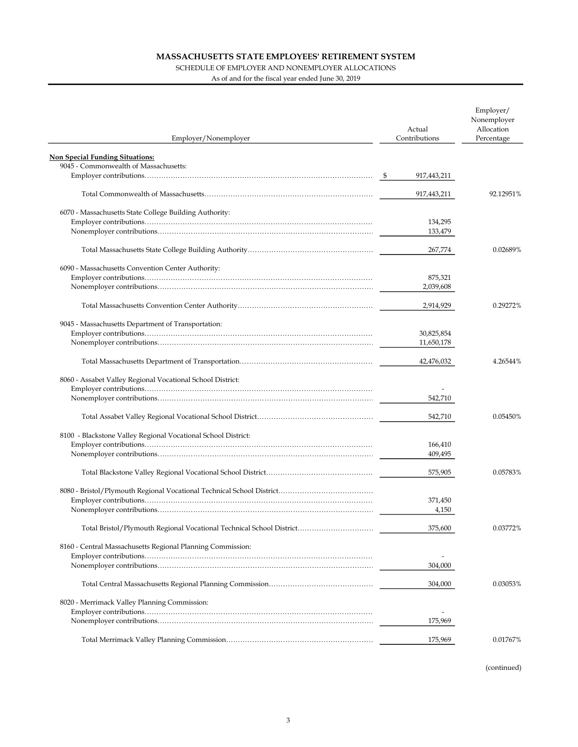# MASSACHUSETTS STATE EMPLOYEES' RETIREMENT SYSTEM

SCHEDULE OF EMPLOYER AND NONEMPLOYER ALLOCATIONS

As of and for the fiscal year ended June 30, 2019

| Employer/Nonemployer | Actual Contributions | Employer/ Nonemployer Allocation Percentage |
|---|---|---|
| **Non Special Funding Situations:** | | |
| 9045 - Commonwealth of Massachusetts: | | |
| Employer contributions | $ 917,443,211 | |
| Total Commonwealth of Massachusetts | 917,443,211 | 92.12951% |
| 6070 - Massachusetts State College Building Authority: | | |
| Employer contributions | 134,295 | |
| Nonemployer contributions | 133,479 | |
| Total Massachusetts State College Building Authority | 267,774 | 0.02689% |
| 6090 - Massachusetts Convention Center Authority: | | |
| Employer contributions | 875,321 | |
| Nonemployer contributions | 2,039,608 | |
| Total Massachusetts Convention Center Authority | 2,914,929 | 0.29272% |
| 9045 - Massachusetts Department of Transportation: | | |
| Employer contributions | 30,825,854 | |
| Nonemployer contributions | 11,650,178 | |
| Total Massachusetts Department of Transportation | 42,476,032 | 4.26544% |
| 8060 - Assabet Valley Regional Vocational School District: | | |
| Employer contributions | - | |
| Nonemployer contributions | 542,710 | |
| Total Assabet Valley Regional Vocational School District | 542,710 | 0.05450% |
| 8100 - Blackstone Valley Regional Vocational School District: | | |
| Employer contributions | 166,410 | |
| Nonemployer contributions | 409,495 | |
| Total Blackstone Valley Regional Vocational School District | 575,905 | 0.05783% |
| 8080 - Bristol/Plymouth Regional Vocational Technical School District | | |
| Employer contributions | 371,450 | |
| Nonemployer contributions | 4,150 | |
| Total Bristol/Plymouth Regional Vocational Technical School District | 375,600 | 0.03772% |
| 8160 - Central Massachusetts Regional Planning Commission: | | |
| Employer contributions | - | |
| Nonemployer contributions | 304,000 | |
| Total Central Massachusetts Regional Planning Commission | 304,000 | 0.03053% |
| 8020 - Merrimack Valley Planning Commission: | | |
| Employer contributions | - | |
| Nonemployer contributions | 175,969 | |
| Total Merrimack Valley Planning Commission | 175,969 | 0.01767% |

(continued)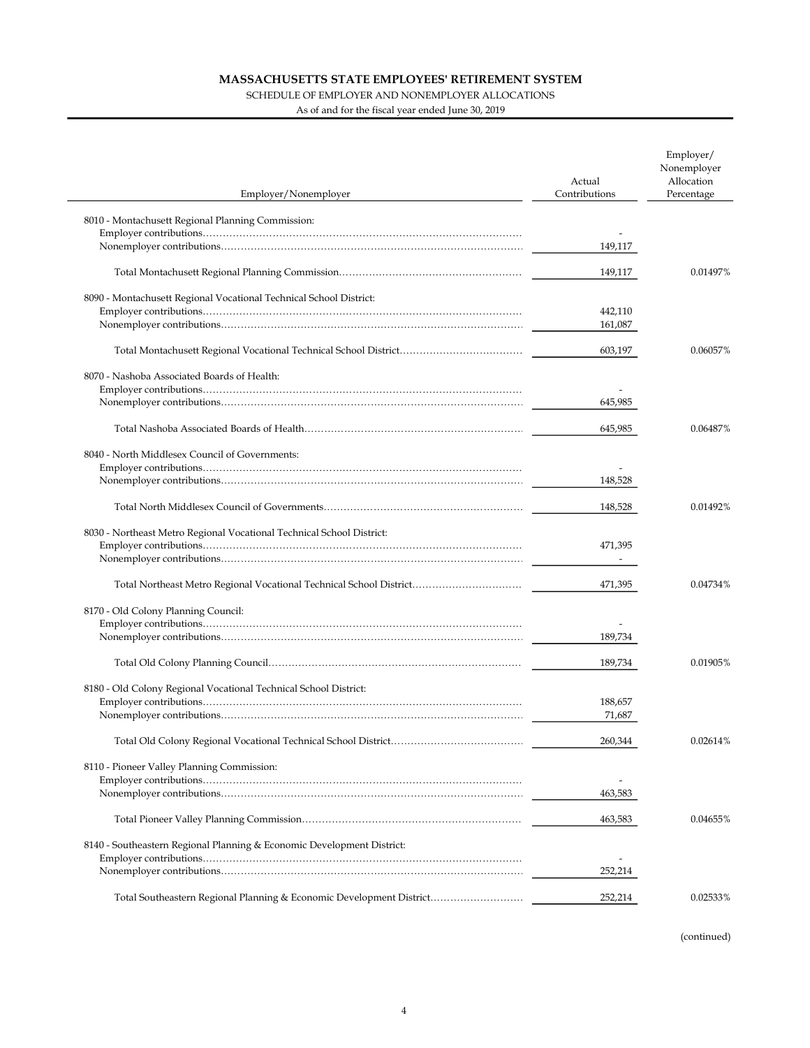# MASSACHUSETTS STATE EMPLOYEES' RETIREMENT SYSTEM

SCHEDULE OF EMPLOYER AND NONEMPLOYER ALLOCATIONS

As of and for the fiscal year ended June 30, 2019

| Employer/Nonemployer | Actual Contributions | Employer/ Nonemployer Allocation Percentage |
|---|---|---|
| 8010 - Montachusett Regional Planning Commission: | | |
| Employer contributions | - | |
| Nonemployer contributions | 149,117 | |
| Total Montachusett Regional Planning Commission | 149,117 | 0.01497% |
| 8090 - Montachusett Regional Vocational Technical School District: | | |
| Employer contributions | 442,110 | |
| Nonemployer contributions | 161,087 | |
| Total Montachusett Regional Vocational Technical School District | 603,197 | 0.06057% |
| 8070 - Nashoba Associated Boards of Health: | | |
| Employer contributions | - | |
| Nonemployer contributions | 645,985 | |
| Total Nashoba Associated Boards of Health | 645,985 | 0.06487% |
| 8040 - North Middlesex Council of Governments: | | |
| Employer contributions | - | |
| Nonemployer contributions | 148,528 | |
| Total North Middlesex Council of Governments | 148,528 | 0.01492% |
| 8030 - Northeast Metro Regional Vocational Technical School District: | | |
| Employer contributions | 471,395 | |
| Nonemployer contributions | - | |
| Total Northeast Metro Regional Vocational Technical School District | 471,395 | 0.04734% |
| 8170 - Old Colony Planning Council: | | |
| Employer contributions | - | |
| Nonemployer contributions | 189,734 | |
| Total Old Colony Planning Council | 189,734 | 0.01905% |
| 8180 - Old Colony Regional Vocational Technical School District: | | |
| Employer contributions | 188,657 | |
| Nonemployer contributions | 71,687 | |
| Total Old Colony Regional Vocational Technical School District | 260,344 | 0.02614% |
| 8110 - Pioneer Valley Planning Commission: | | |
| Employer contributions | - | |
| Nonemployer contributions | 463,583 | |
| Total Pioneer Valley Planning Commission | 463,583 | 0.04655% |
| 8140 - Southeastern Regional Planning & Economic Development District: | | |
| Employer contributions | - | |
| Nonemployer contributions | 252,214 | |
| Total Southeastern Regional Planning & Economic Development District | 252,214 | 0.02533% |

(continued)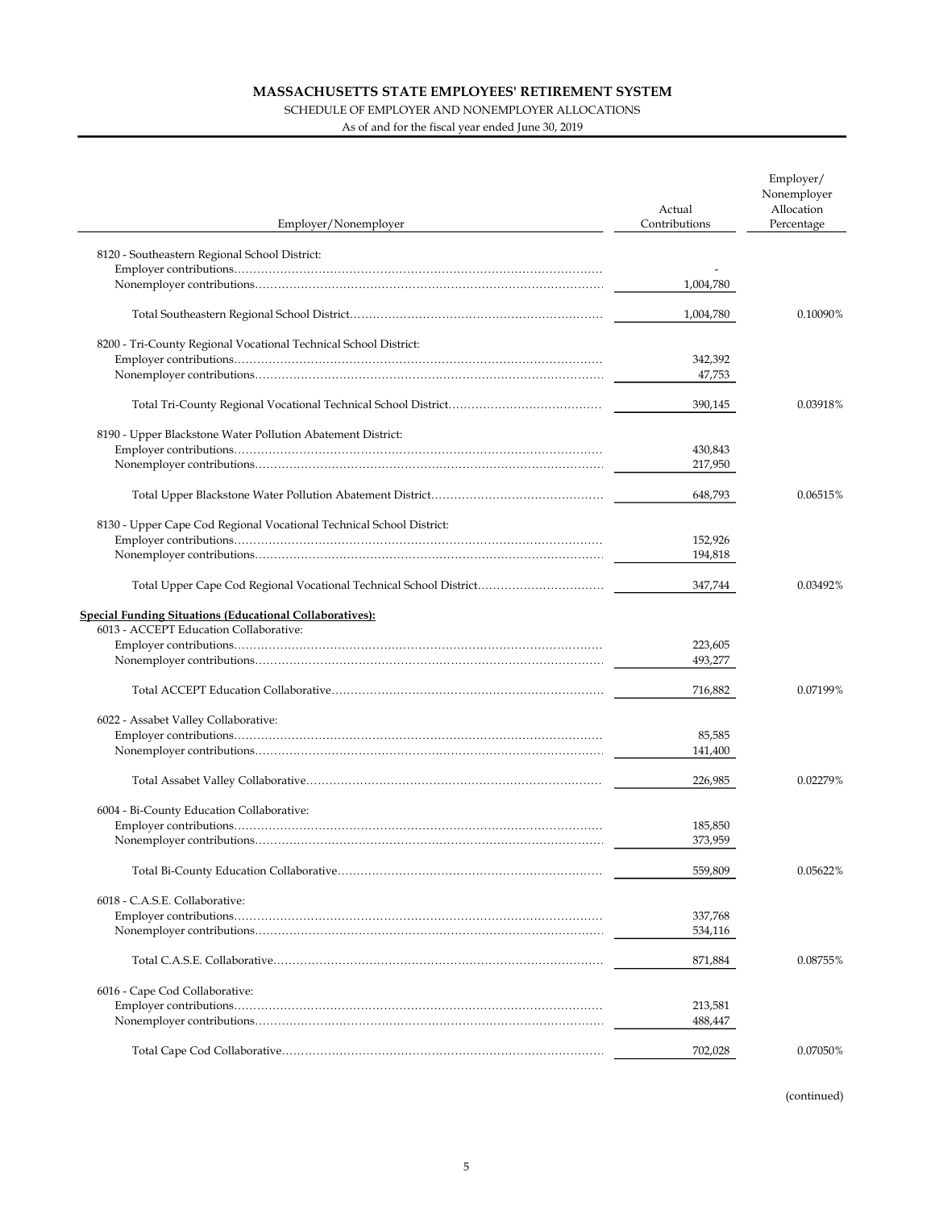# MASSACHUSETTS STATE EMPLOYEES' RETIREMENT SYSTEM

SCHEDULE OF EMPLOYER AND NONEMPLOYER ALLOCATIONS

As of and for the fiscal year ended June 30, 2019

| Employer/Nonemployer | Actual Contributions | Employer/ Nonemployer Allocation Percentage |
|---|---|---|
| 8120 - Southeastern Regional School District: | | |
| Employer contributions | - | |
| Nonemployer contributions | 1,004,780 | |
| Total Southeastern Regional School District | 1,004,780 | 0.10090% |
| 8200 - Tri-County Regional Vocational Technical School District: | | |
| Employer contributions | 342,392 | |
| Nonemployer contributions | 47,753 | |
| Total Tri-County Regional Vocational Technical School District | 390,145 | 0.03918% |
| 8190 - Upper Blackstone Water Pollution Abatement District: | | |
| Employer contributions | 430,843 | |
| Nonemployer contributions | 217,950 | |
| Total Upper Blackstone Water Pollution Abatement District | 648,793 | 0.06515% |
| 8130 - Upper Cape Cod Regional Vocational Technical School District: | | |
| Employer contributions | 152,926 | |
| Nonemployer contributions | 194,818 | |
| Total Upper Cape Cod Regional Vocational Technical School District | 347,744 | 0.03492% |
| **Special Funding Situations (Educational Collaboratives):** | | |
| 6013 - ACCEPT Education Collaborative: | | |
| Employer contributions | 223,605 | |
| Nonemployer contributions | 493,277 | |
| Total ACCEPT Education Collaborative | 716,882 | 0.07199% |
| 6022 - Assabet Valley Collaborative: | | |
| Employer contributions | 85,585 | |
| Nonemployer contributions | 141,400 | |
| Total Assabet Valley Collaborative | 226,985 | 0.02279% |
| 6004 - Bi-County Education Collaborative: | | |
| Employer contributions | 185,850 | |
| Nonemployer contributions | 373,959 | |
| Total Bi-County Education Collaborative | 559,809 | 0.05622% |
| 6018 - C.A.S.E. Collaborative: | | |
| Employer contributions | 337,768 | |
| Nonemployer contributions | 534,116 | |
| Total C.A.S.E. Collaborative | 871,884 | 0.08755% |
| 6016 - Cape Cod Collaborative: | | |
| Employer contributions | 213,581 | |
| Nonemployer contributions | 488,447 | |
| Total Cape Cod Collaborative | 702,028 | 0.07050% |

(continued)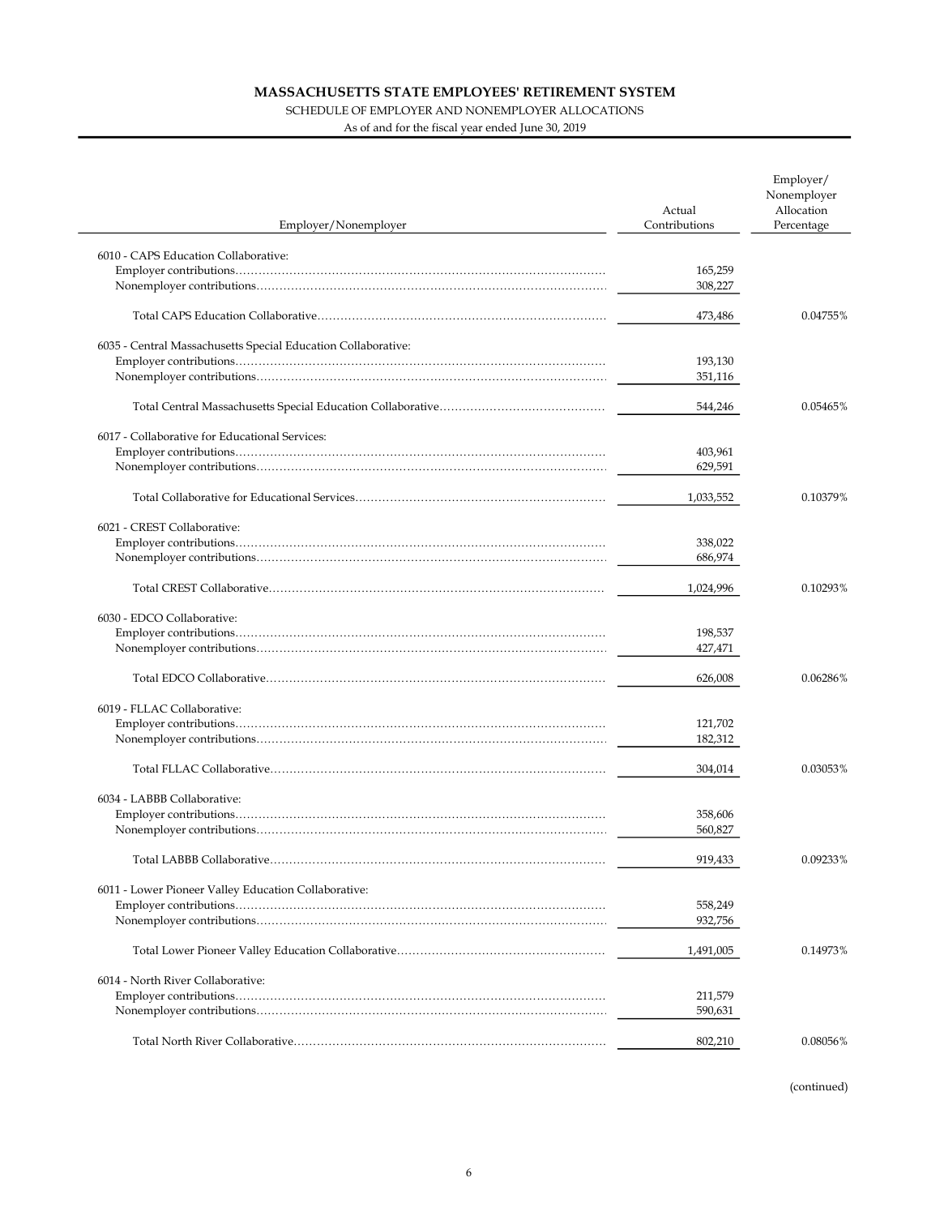# MASSACHUSETTS STATE EMPLOYEES' RETIREMENT SYSTEM

SCHEDULE OF EMPLOYER AND NONEMPLOYER ALLOCATIONS

As of and for the fiscal year ended June 30, 2019

| Employer/Nonemployer | Actual Contributions | Employer/ Nonemployer Allocation Percentage |
|---|---|---|
| 6010 - CAPS Education Collaborative: | | |
| Employer contributions | 165,259 | |
| Nonemployer contributions | 308,227 | |
| Total CAPS Education Collaborative | 473,486 | 0.04755% |
| 6035 - Central Massachusetts Special Education Collaborative: | | |
| Employer contributions | 193,130 | |
| Nonemployer contributions | 351,116 | |
| Total Central Massachusetts Special Education Collaborative | 544,246 | 0.05465% |
| 6017 - Collaborative for Educational Services: | | |
| Employer contributions | 403,961 | |
| Nonemployer contributions | 629,591 | |
| Total Collaborative for Educational Services | 1,033,552 | 0.10379% |
| 6021 - CREST Collaborative: | | |
| Employer contributions | 338,022 | |
| Nonemployer contributions | 686,974 | |
| Total CREST Collaborative | 1,024,996 | 0.10293% |
| 6030 - EDCO Collaborative: | | |
| Employer contributions | 198,537 | |
| Nonemployer contributions | 427,471 | |
| Total EDCO Collaborative | 626,008 | 0.06286% |
| 6019 - FLLAC Collaborative: | | |
| Employer contributions | 121,702 | |
| Nonemployer contributions | 182,312 | |
| Total FLLAC Collaborative | 304,014 | 0.03053% |
| 6034 - LABBB Collaborative: | | |
| Employer contributions | 358,606 | |
| Nonemployer contributions | 560,827 | |
| Total LABBB Collaborative | 919,433 | 0.09233% |
| 6011 - Lower Pioneer Valley Education Collaborative: | | |
| Employer contributions | 558,249 | |
| Nonemployer contributions | 932,756 | |
| Total Lower Pioneer Valley Education Collaborative | 1,491,005 | 0.14973% |
| 6014 - North River Collaborative: | | |
| Employer contributions | 211,579 | |
| Nonemployer contributions | 590,631 | |
| Total North River Collaborative | 802,210 | 0.08056% |

(continued)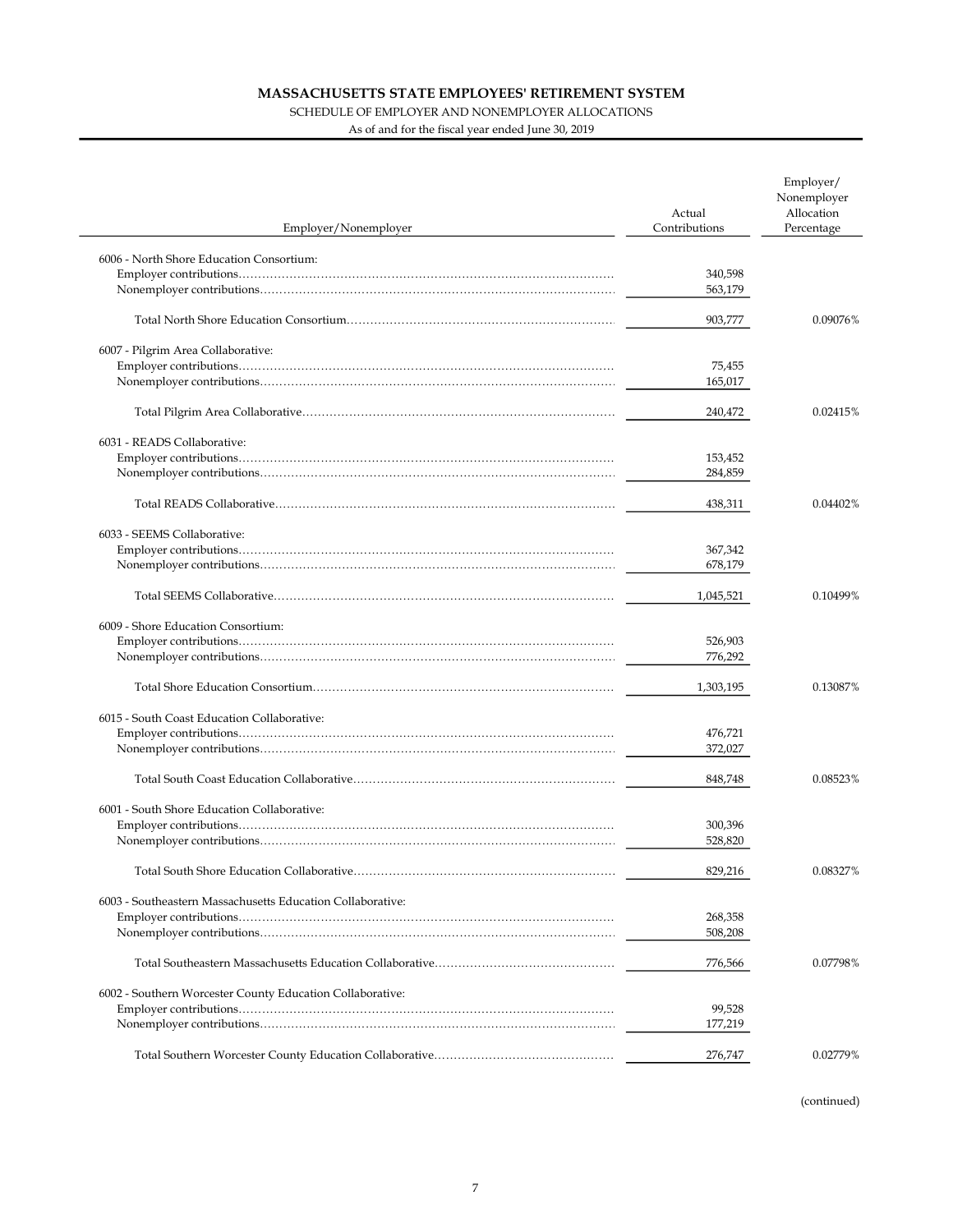# MASSACHUSETTS STATE EMPLOYEES' RETIREMENT SYSTEM

SCHEDULE OF EMPLOYER AND NONEMPLOYER ALLOCATIONS

As of and for the fiscal year ended June 30, 2019

| Employer/Nonemployer | Actual Contributions | Employer/ Nonemployer Allocation Percentage |
|---|---|---|
| 6006 - North Shore Education Consortium: | | |
| Employer contributions | 340,598 | |
| Nonemployer contributions | 563,179 | |
| Total North Shore Education Consortium | 903,777 | 0.09076% |
| 6007 - Pilgrim Area Collaborative: | | |
| Employer contributions | 75,455 | |
| Nonemployer contributions | 165,017 | |
| Total Pilgrim Area Collaborative | 240,472 | 0.02415% |
| 6031 - READS Collaborative: | | |
| Employer contributions | 153,452 | |
| Nonemployer contributions | 284,859 | |
| Total READS Collaborative | 438,311 | 0.04402% |
| 6033 - SEEMS Collaborative: | | |
| Employer contributions | 367,342 | |
| Nonemployer contributions | 678,179 | |
| Total SEEMS Collaborative | 1,045,521 | 0.10499% |
| 6009 - Shore Education Consortium: | | |
| Employer contributions | 526,903 | |
| Nonemployer contributions | 776,292 | |
| Total Shore Education Consortium | 1,303,195 | 0.13087% |
| 6015 - South Coast Education Collaborative: | | |
| Employer contributions | 476,721 | |
| Nonemployer contributions | 372,027 | |
| Total South Coast Education Collaborative | 848,748 | 0.08523% |
| 6001 - South Shore Education Collaborative: | | |
| Employer contributions | 300,396 | |
| Nonemployer contributions | 528,820 | |
| Total South Shore Education Collaborative | 829,216 | 0.08327% |
| 6003 - Southeastern Massachusetts Education Collaborative: | | |
| Employer contributions | 268,358 | |
| Nonemployer contributions | 508,208 | |
| Total Southeastern Massachusetts Education Collaborative | 776,566 | 0.07798% |
| 6002 - Southern Worcester County Education Collaborative: | | |
| Employer contributions | 99,528 | |
| Nonemployer contributions | 177,219 | |
| Total Southern Worcester County Education Collaborative | 276,747 | 0.02779% |

(continued)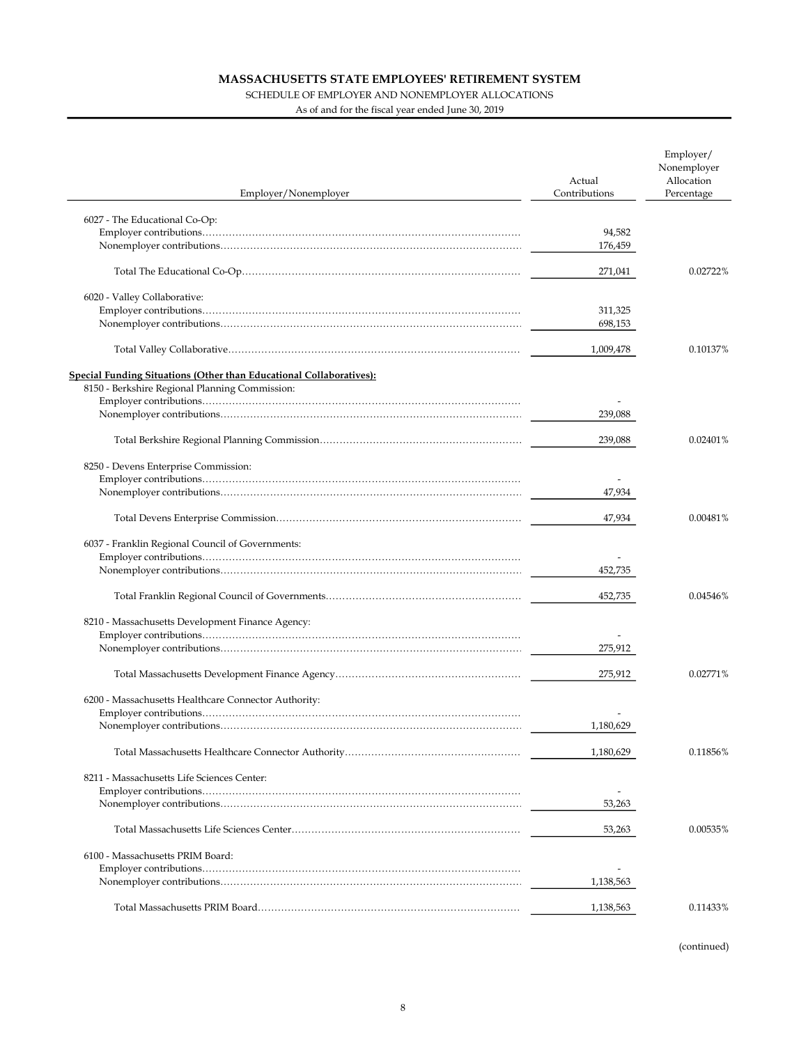**MASSACHUSETTS STATE EMPLOYEES' RETIREMENT SYSTEM**

SCHEDULE OF EMPLOYER AND NONEMPLOYER ALLOCATIONS

As of and for the fiscal year ended June 30, 2019

| Employer/Nonemployer | Actual Contributions | Employer/ Nonemployer Allocation Percentage |
|---|---|---|
| 6027 - The Educational Co-Op: | | |
| Employer contributions | 94,582 | |
| Nonemployer contributions | 176,459 | |
| Total The Educational Co-Op | 271,041 | 0.02722% |
| 6020 - Valley Collaborative: | | |
| Employer contributions | 311,325 | |
| Nonemployer contributions | 698,153 | |
| Total Valley Collaborative | 1,009,478 | 0.10137% |
| **Special Funding Situations (Other than Educational Collaboratives):** | | |
| 8150 - Berkshire Regional Planning Commission: | | |
| Employer contributions | - | |
| Nonemployer contributions | 239,088 | |
| Total Berkshire Regional Planning Commission | 239,088 | 0.02401% |
| 8250 - Devens Enterprise Commission: | | |
| Employer contributions | - | |
| Nonemployer contributions | 47,934 | |
| Total Devens Enterprise Commission | 47,934 | 0.00481% |
| 6037 - Franklin Regional Council of Governments: | | |
| Employer contributions | - | |
| Nonemployer contributions | 452,735 | |
| Total Franklin Regional Council of Governments | 452,735 | 0.04546% |
| 8210 - Massachusetts Development Finance Agency: | | |
| Employer contributions | - | |
| Nonemployer contributions | 275,912 | |
| Total Massachusetts Development Finance Agency | 275,912 | 0.02771% |
| 6200 - Massachusetts Healthcare Connector Authority: | | |
| Employer contributions | - | |
| Nonemployer contributions | 1,180,629 | |
| Total Massachusetts Healthcare Connector Authority | 1,180,629 | 0.11856% |
| 8211 - Massachusetts Life Sciences Center: | | |
| Employer contributions | - | |
| Nonemployer contributions | 53,263 | |
| Total Massachusetts Life Sciences Center | 53,263 | 0.00535% |
| 6100 - Massachusetts PRIM Board: | | |
| Employer contributions | - | |
| Nonemployer contributions | 1,138,563 | |
| Total Massachusetts PRIM Board | 1,138,563 | 0.11433% |

(continued)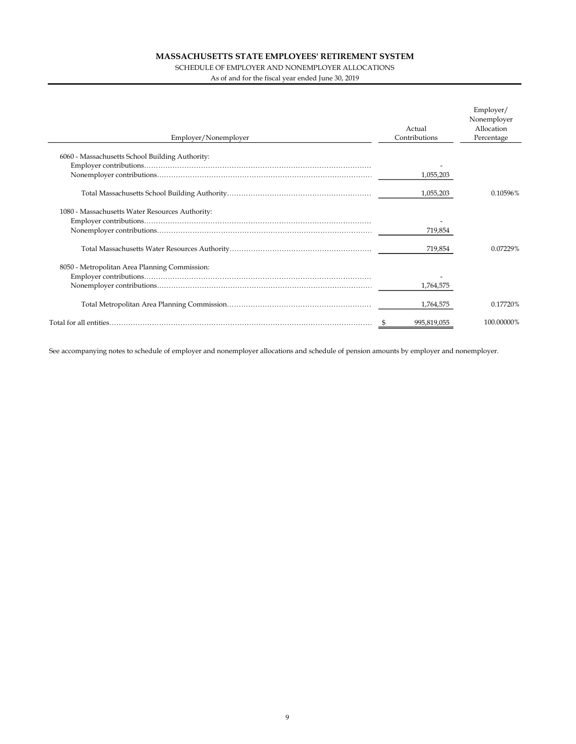# MASSACHUSETTS STATE EMPLOYEES' RETIREMENT SYSTEM

SCHEDULE OF EMPLOYER AND NONEMPLOYER ALLOCATIONS

As of and for the fiscal year ended June 30, 2019

| Employer/Nonemployer | Actual Contributions | Employer/ Nonemployer Allocation Percentage |
|---|---|---|
| 6060 - Massachusetts School Building Authority: | | |
| Employer contributions | - | |
| Nonemployer contributions | 1,055,203 | |
| Total Massachusetts School Building Authority | 1,055,203 | 0.10596% |
| 1080 - Massachusetts Water Resources Authority: | | |
| Employer contributions | - | |
| Nonemployer contributions | 719,854 | |
| Total Massachusetts Water Resources Authority | 719,854 | 0.07229% |
| 8050 - Metropolitan Area Planning Commission: | | |
| Employer contributions | - | |
| Nonemployer contributions | 1,764,575 | |
| Total Metropolitan Area Planning Commission | 1,764,575 | 0.17720% |
| Total for all entities | $ 995,819,055 | 100.00000% |

See accompanying notes to schedule of employer and nonemployer allocations and schedule of pension amounts by employer and nonemployer.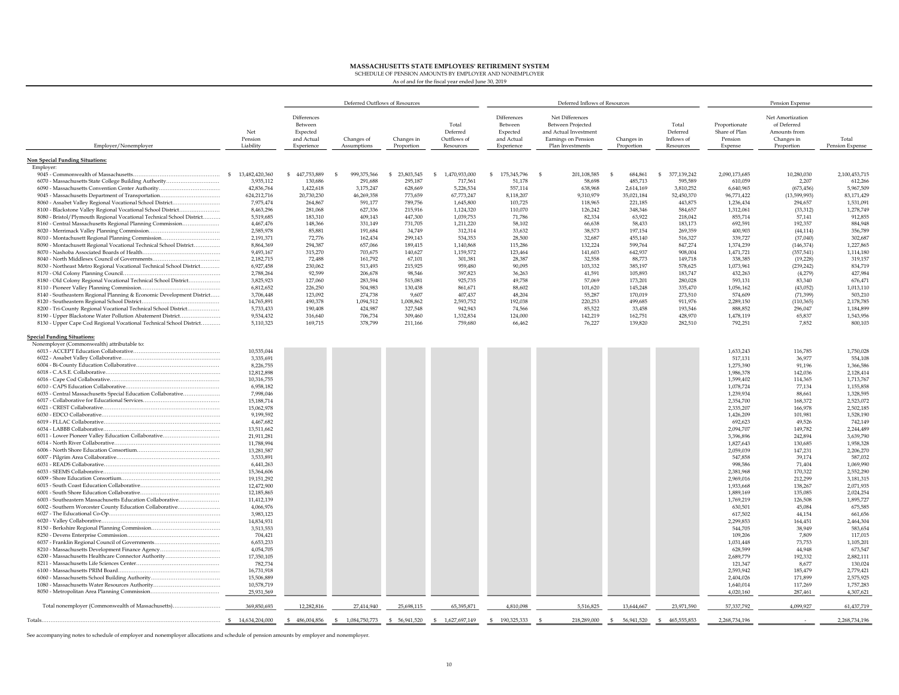# MASSACHUSETTS STATE EMPLOYEES' RETIREMENT SYSTEM

SCHEDULE OF PENSION AMOUNTS BY EMPLOYER AND NONEMPLOYER

As of and for the fiscal year ended June 30, 2019

| | | Deferred Outflows of Resources | | | | Deferred Inflows of Resources | | | | Pension Expense | | |
|---|---|---|---|---|---|---|---|---|---|---|---|---|
| Employer/Nonemployer | Net Pension Liability | Differences Between Expected and Actual Experience | Changes of Assumptions | Changes in Proportion | Total Deferred Outflows of Resources | Differences Between Expected and Actual Experience | Net Differences Between Projected and Actual Investment Earnings on Pension Plan Investments | Changes in Proportion | Total Deferred Inflows of Resources | Proportionate Share of Plan Pension Expense | Net Amortization of Deferred Amounts from Changes in Proportion | Total Pension Expense |
| **Non Special Funding Situations:** | | | | | | | | | | | | |
| Employer: | | | | | | | | | | | | |
| 9045 - Commonwealth of Massachusetts | $ 13,482,420,360 | $ 447,753,889 | $ 999,375,566 | $ 23,803,545 | $ 1,470,933,000 | $ 175,345,796 | $ 201,108,585 | $ 684,861 | $ 377,139,242 | 2,090,173,685 | 10,280,030 | 2,100,453,715 |
| 6070 - Massachusetts State College Building Authority | 3,935,112 | 130,686 | 291,688 | 295,187 | 717,561 | 51,178 | 58,698 | 485,713 | 595,589 | 610,059 | 2,207 | 612,266 |
| 6090 - Massachusetts Convention Center Authority | 42,836,764 | 1,422,618 | 3,175,247 | 628,669 | 5,226,534 | 557,114 | 638,968 | 2,614,169 | 3,810,252 | 6,640,965 | (673,456) | 5,967,509 |
| 9045 - Massachusetts Department of Transportation | 624,212,716 | 20,730,230 | 46,269,358 | 773,659 | 67,773,247 | 8,118,207 | 9,310,979 | 35,021,184 | 52,450,370 | 96,771,422 | (13,599,993) | 83,171,429 |
| 8060 - Assabet Valley Regional Vocational School District | 7,975,474 | 264,867 | 591,177 | 789,756 | 1,645,800 | 103,725 | 118,965 | 221,185 | 443,875 | 1,236,434 | 294,657 | 1,531,091 |
| 8100 - Blackstone Valley Regional Vocational School District | 8,463,296 | 281,068 | 627,336 | 215,916 | 1,124,320 | 110,070 | 126,242 | 348,346 | 584,657 | 1,312,061 | (33,312) | 1,278,749 |
| 8080 - Bristol/Plymouth Regional Vocational Technical School District | 5,519,685 | 183,310 | 409,143 | 447,300 | 1,039,753 | 71,786 | 82,334 | 63,922 | 218,042 | 855,714 | 57,141 | 912,855 |
| 8160 - Central Massachusetts Regional Planning Commission | 4,467,476 | 148,366 | 331,149 | 731,705 | 1,211,220 | 58,102 | 66,638 | 58,433 | 183,173 | 692,591 | 192,357 | 884,948 |
| 8020 - Merrimack Valley Planning Commission | 2,585,978 | 85,881 | 191,684 | 34,749 | 312,314 | 33,632 | 38,573 | 197,154 | 269,359 | 400,903 | (44,114) | 356,789 |
| 8010 - Montachusett Regional Planning Commission | 2,191,371 | 72,776 | 162,434 | 299,143 | 534,353 | 28,500 | 32,687 | 455,140 | 516,327 | 339,727 | (37,040) | 302,687 |
| 8090 - Montachusett Regional Vocational Technical School District | 8,864,369 | 294,387 | 657,066 | 189,415 | 1,140,868 | 115,286 | 132,224 | 599,764 | 847,274 | 1,374,239 | (146,374) | 1,227,865 |
| 8070 - Nashoba Associated Boards of Health | 9,493,167 | 315,270 | 703,675 | 140,627 | 1,159,572 | 123,464 | 141,603 | 642,937 | 908,004 | 1,471,721 | (357,541) | 1,114,180 |
| 8040 - North Middlesex Council of Governments | 2,182,715 | 72,488 | 161,792 | 67,101 | 301,381 | 28,387 | 32,558 | 88,773 | 149,718 | 338,385 | (19,228) | 319,157 |
| 8030 - Northeast Metro Regional Vocational Technical School District | 6,927,458 | 230,062 | 513,493 | 215,925 | 959,480 | 90,095 | 103,332 | 385,197 | 578,625 | 1,073,961 | (239,242) | 834,719 |
| 8170 - Old Colony Planning Council | 2,788,264 | 92,599 | 206,678 | 98,546 | 397,823 | 36,263 | 41,591 | 105,893 | 183,747 | 432,263 | (4,279) | 427,984 |
| 8180 - Old Colony Regional Vocational Technical School District | 3,825,923 | 127,060 | 283,594 | 515,081 | 925,735 | 49,758 | 57,069 | 173,201 | 280,028 | 593,131 | 83,340 | 676,471 |
| 8110 - Pioneer Valley Planning Commission | 6,812,652 | 226,250 | 504,983 | 130,438 | 861,671 | 88,602 | 101,620 | 145,248 | 335,470 | 1,056,162 | (43,052) | 1,013,110 |
| 8140 - Southeastern Regional Planning & Economic Development District | 3,706,448 | 123,092 | 274,738 | 9,607 | 407,437 | 48,204 | 55,287 | 170,019 | 273,510 | 574,609 | (71,399) | 503,210 |
| 8120 - Southeastern Regional School District | 14,765,891 | 490,378 | 1,094,512 | 1,008,862 | 2,593,752 | 192,038 | 220,253 | 499,685 | 911,976 | 2,289,150 | (110,365) | 2,178,785 |
| 8200 - Tri-County Regional Vocational Technical School District | 5,733,433 | 190,408 | 424,987 | 327,548 | 942,943 | 74,566 | 85,522 | 33,458 | 193,546 | 888,852 | 296,047 | 1,184,899 |
| 8190 - Upper Blackstone Water Pollution Abatement District | 9,534,432 | 316,640 | 706,734 | 309,460 | 1,332,834 | 124,000 | 142,219 | 162,751 | 428,970 | 1,478,119 | 65,837 | 1,543,956 |
| 8130 - Upper Cape Cod Regional Vocational Technical School District | 5,110,323 | 169,715 | 378,799 | 211,166 | 759,680 | 66,462 | 76,227 | 139,820 | 282,510 | 792,251 | 7,852 | 800,103 |
| **Special Funding Situations:** | | | | | | | | | | | | |
| Nonemployer (Commonwealth) attributable to: | | | | | | | | | | | | |
| 6013 - ACCEPT Education Collaborative | 10,535,044 | | | | | | | | | 1,633,243 | 116,785 | 1,750,028 |
| 6022 - Assabet Valley Collaborative | 3,335,691 | | | | | | | | | 517,131 | 36,977 | 554,108 |
| 6004 - Bi-County Education Collaborative | 8,226,755 | | | | | | | | | 1,275,390 | 91,196 | 1,366,586 |
| 6018 - C.A.S.E. Collaborative | 12,812,898 | | | | | | | | | 1,986,378 | 142,036 | 2,128,414 |
| 6016 - Cape Cod Collaborative | 10,316,755 | | | | | | | | | 1,599,402 | 114,365 | 1,713,767 |
| 6010 - CAPS Education Collaborative | 6,958,182 | | | | | | | | | 1,078,724 | 77,134 | 1,155,858 |
| 6035 - Central Massachusetts Special Education Collaborative | 7,998,046 | | | | | | | | | 1,239,934 | 88,661 | 1,328,595 |
| 6017 - Collaborative for Educational Services | 15,188,714 | | | | | | | | | 2,354,700 | 168,372 | 2,523,072 |
| 6021 - CREST Collaborative | 15,062,978 | | | | | | | | | 2,335,207 | 166,978 | 2,502,185 |
| 6030 - EDCO Collaborative | 9,199,592 | | | | | | | | | 1,426,209 | 101,981 | 1,528,190 |
| 6019 - FLLAC Collaborative | 4,467,682 | | | | | | | | | 692,623 | 49,526 | 742,149 |
| 6034 - LABBB Collaborative | 13,511,662 | | | | | | | | | 2,094,707 | 149,782 | 2,244,489 |
| 6011 - Lower Pioneer Valley Education Collaborative | 21,911,281 | | | | | | | | | 3,396,896 | 242,894 | 3,639,790 |
| 6014 - North River Collaborative | 11,788,994 | | | | | | | | | 1,827,643 | 130,685 | 1,958,328 |
| 6006 - North Shore Education Consortium | 13,281,587 | | | | | | | | | 2,059,039 | 147,231 | 2,206,270 |
| 6007 - Pilgrim Area Collaborative | 3,533,891 | | | | | | | | | 547,858 | 39,174 | 587,032 |
| 6031 - READS Collaborative | 6,441,263 | | | | | | | | | 998,586 | 71,404 | 1,069,990 |
| 6033 - SEEMS Collaborative | 15,364,606 | | | | | | | | | 2,381,968 | 170,322 | 2,552,290 |
| 6009 - Shore Education Consortium | 19,151,292 | | | | | | | | | 2,969,016 | 212,299 | 3,181,315 |
| 6015 - South Coast Education Collaborative | 12,472,900 | | | | | | | | | 1,933,668 | 138,267 | 2,071,935 |
| 6001 - South Shore Education Collaborative | 12,185,865 | | | | | | | | | 1,889,169 | 135,085 | 2,024,254 |
| 6003 - Southeastern Massachusetts Education Collaborative | 11,412,139 | | | | | | | | | 1,769,219 | 126,508 | 1,895,727 |
| 6002 - Southern Worcester County Education Collaborative | 4,066,976 | | | | | | | | | 630,501 | 45,084 | 675,585 |
| 6027 - The Educational Co-Op | 3,983,123 | | | | | | | | | 617,502 | 44,154 | 661,656 |
| 6020 - Valley Collaborative | 14,834,931 | | | | | | | | | 2,299,853 | 164,451 | 2,464,304 |
| 8150 - Berkshire Regional Planning Commission | 3,513,553 | | | | | | | | | 544,705 | 38,949 | 583,654 |
| 8250 - Devens Enterprise Commission | 704,421 | | | | | | | | | 109,206 | 7,809 | 117,015 |
| 6037 - Franklin Regional Council of Governments | 6,653,233 | | | | | | | | | 1,031,448 | 73,753 | 1,105,201 |
| 8210 - Massachusetts Development Finance Agency | 4,054,705 | | | | | | | | | 628,599 | 44,948 | 673,547 |
| 6200 - Massachusetts Healthcare Connector Authority | 17,350,105 | | | | | | | | | 2,689,779 | 192,332 | 2,882,111 |
| 8211 - Massachusetts Life Sciences Center | 782,734 | | | | | | | | | 121,347 | 8,677 | 130,024 |
| 6100 - Massachusetts PRIM Board | 16,731,918 | | | | | | | | | 2,593,942 | 185,479 | 2,779,421 |
| 6060 - Massachusetts School Building Authority | 15,506,889 | | | | | | | | | 2,404,026 | 171,899 | 2,575,925 |
| 1080 - Massachusetts Water Resources Authority | 10,578,719 | | | | | | | | | 1,640,014 | 117,269 | 1,757,283 |
| 8050 - Metropolitan Area Planning Commission | 25,931,569 | | | | | | | | | 4,020,160 | 287,461 | 4,307,621 |
| Total nonemployer (Commonwealth of Massachusetts) | 369,850,693 | 12,282,816 | 27,414,940 | 25,698,115 | 65,395,871 | 4,810,098 | 5,516,825 | 13,644,667 | 23,971,590 | 57,337,792 | 4,099,927 | 61,437,719 |
| Totals | $ 14,634,204,000 | $ 486,004,856 | $ 1,084,750,773 | $ 56,941,520 | $ 1,627,697,149 | $ 190,325,333 | $ 218,289,000 | $ 56,941,520 | $ 465,555,853 | 2,268,734,196 | - | 2,268,734,196 |

See accompanying notes to schedule of employer and nonemployer allocations and schedule of pension amounts by employer and nonemployer.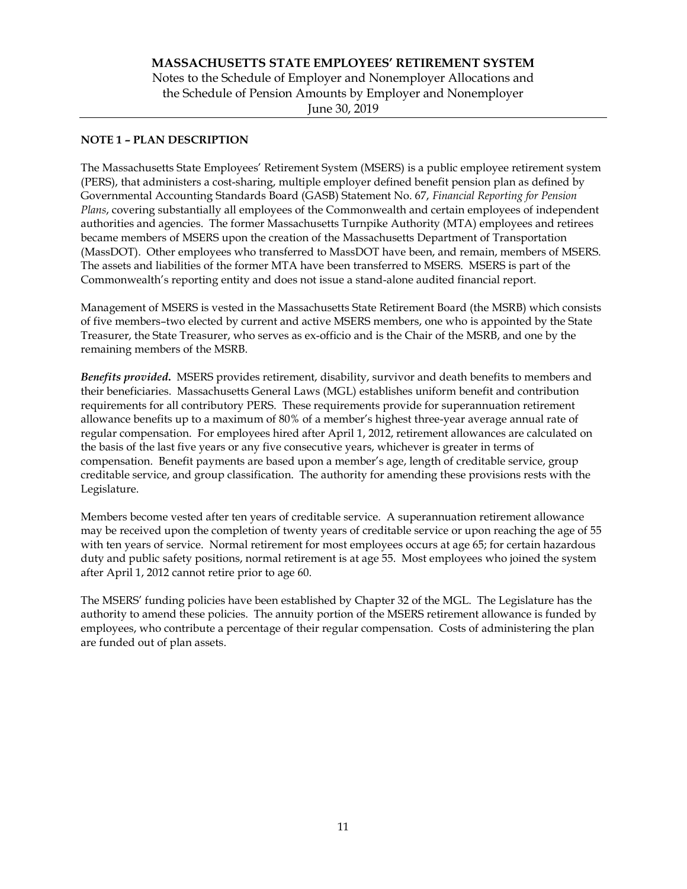# MASSACHUSETTS STATE EMPLOYEES' RETIREMENT SYSTEM

Notes to the Schedule of Employer and Nonemployer Allocations and the Schedule of Pension Amounts by Employer and Nonemployer

June 30, 2019

## NOTE 1 – PLAN DESCRIPTION

The Massachusetts State Employees' Retirement System (MSERS) is a public employee retirement system (PERS), that administers a cost-sharing, multiple employer defined benefit pension plan as defined by Governmental Accounting Standards Board (GASB) Statement No. 67, *Financial Reporting for Pension Plans*, covering substantially all employees of the Commonwealth and certain employees of independent authorities and agencies. The former Massachusetts Turnpike Authority (MTA) employees and retirees became members of MSERS upon the creation of the Massachusetts Department of Transportation (MassDOT). Other employees who transferred to MassDOT have been, and remain, members of MSERS. The assets and liabilities of the former MTA have been transferred to MSERS. MSERS is part of the Commonwealth's reporting entity and does not issue a stand-alone audited financial report.

Management of MSERS is vested in the Massachusetts State Retirement Board (the MSRB) which consists of five members–two elected by current and active MSERS members, one who is appointed by the State Treasurer, the State Treasurer, who serves as ex-officio and is the Chair of the MSRB, and one by the remaining members of the MSRB.

***Benefits provided.*** MSERS provides retirement, disability, survivor and death benefits to members and their beneficiaries. Massachusetts General Laws (MGL) establishes uniform benefit and contribution requirements for all contributory PERS. These requirements provide for superannuation retirement allowance benefits up to a maximum of 80% of a member's highest three-year average annual rate of regular compensation. For employees hired after April 1, 2012, retirement allowances are calculated on the basis of the last five years or any five consecutive years, whichever is greater in terms of compensation. Benefit payments are based upon a member's age, length of creditable service, group creditable service, and group classification. The authority for amending these provisions rests with the Legislature.

Members become vested after ten years of creditable service. A superannuation retirement allowance may be received upon the completion of twenty years of creditable service or upon reaching the age of 55 with ten years of service. Normal retirement for most employees occurs at age 65; for certain hazardous duty and public safety positions, normal retirement is at age 55. Most employees who joined the system after April 1, 2012 cannot retire prior to age 60.

The MSERS' funding policies have been established by Chapter 32 of the MGL. The Legislature has the authority to amend these policies. The annuity portion of the MSERS retirement allowance is funded by employees, who contribute a percentage of their regular compensation. Costs of administering the plan are funded out of plan assets.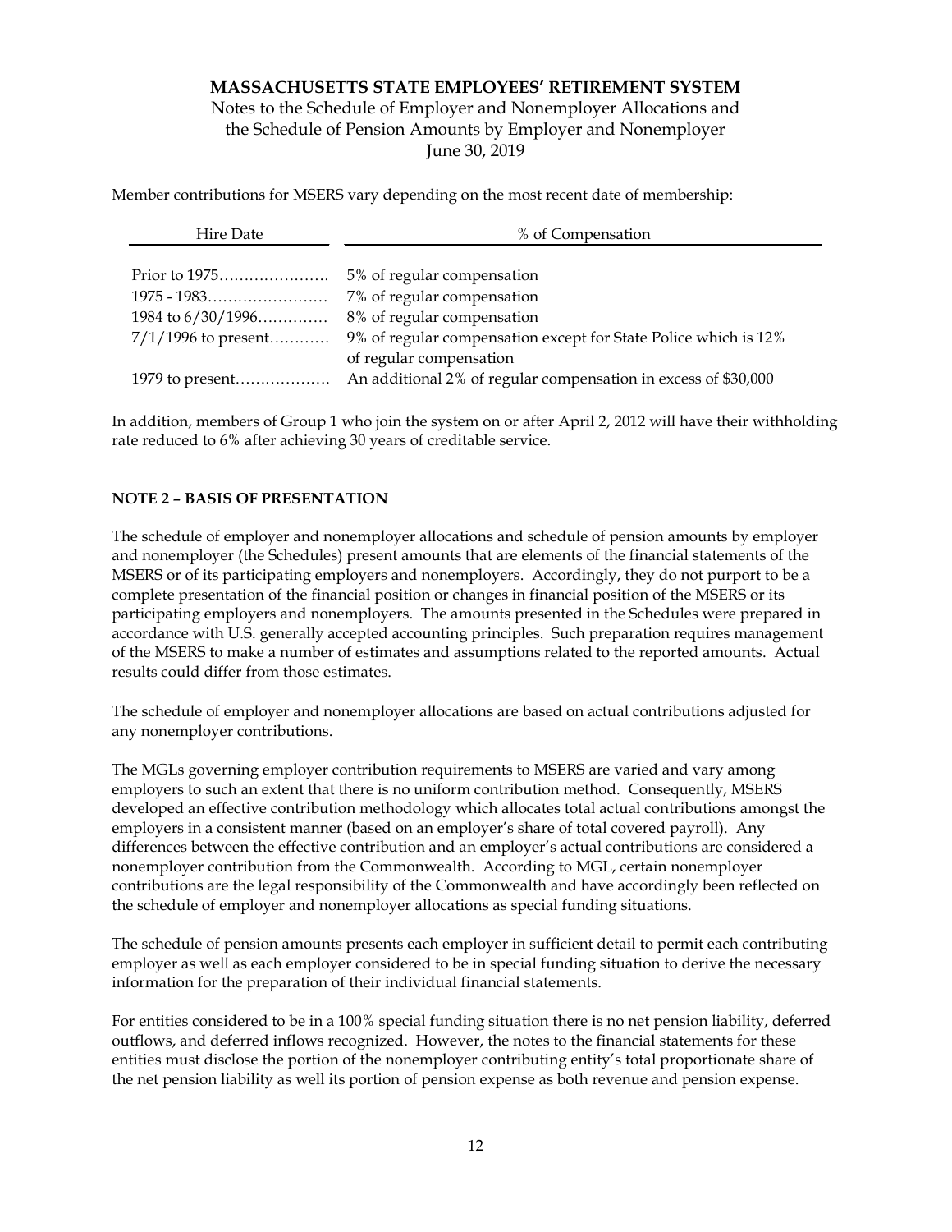Member contributions for MSERS vary depending on the most recent date of membership:

| Hire Date | % of Compensation |
|---|---|
| Prior to 1975 | 5% of regular compensation |
| 1975 - 1983 | 7% of regular compensation |
| 1984 to 6/30/1996 | 8% of regular compensation |
| 7/1/1996 to present | 9% of regular compensation except for State Police which is 12% of regular compensation |
| 1979 to present | An additional 2% of regular compensation in excess of $30,000 |

In addition, members of Group 1 who join the system on or after April 2, 2012 will have their withholding rate reduced to 6% after achieving 30 years of creditable service.

## NOTE 2 – BASIS OF PRESENTATION

The schedule of employer and nonemployer allocations and schedule of pension amounts by employer and nonemployer (the Schedules) present amounts that are elements of the financial statements of the MSERS or of its participating employers and nonemployers. Accordingly, they do not purport to be a complete presentation of the financial position or changes in financial position of the MSERS or its participating employers and nonemployers. The amounts presented in the Schedules were prepared in accordance with U.S. generally accepted accounting principles. Such preparation requires management of the MSERS to make a number of estimates and assumptions related to the reported amounts. Actual results could differ from those estimates.

The schedule of employer and nonemployer allocations are based on actual contributions adjusted for any nonemployer contributions.

The MGLs governing employer contribution requirements to MSERS are varied and vary among employers to such an extent that there is no uniform contribution method. Consequently, MSERS developed an effective contribution methodology which allocates total actual contributions amongst the employers in a consistent manner (based on an employer's share of total covered payroll). Any differences between the effective contribution and an employer's actual contributions are considered a nonemployer contribution from the Commonwealth. According to MGL, certain nonemployer contributions are the legal responsibility of the Commonwealth and have accordingly been reflected on the schedule of employer and nonemployer allocations as special funding situations.

The schedule of pension amounts presents each employer in sufficient detail to permit each contributing employer as well as each employer considered to be in special funding situation to derive the necessary information for the preparation of their individual financial statements.

For entities considered to be in a 100% special funding situation there is no net pension liability, deferred outflows, and deferred inflows recognized. However, the notes to the financial statements for these entities must disclose the portion of the nonemployer contributing entity's total proportionate share of the net pension liability as well its portion of pension expense as both revenue and pension expense.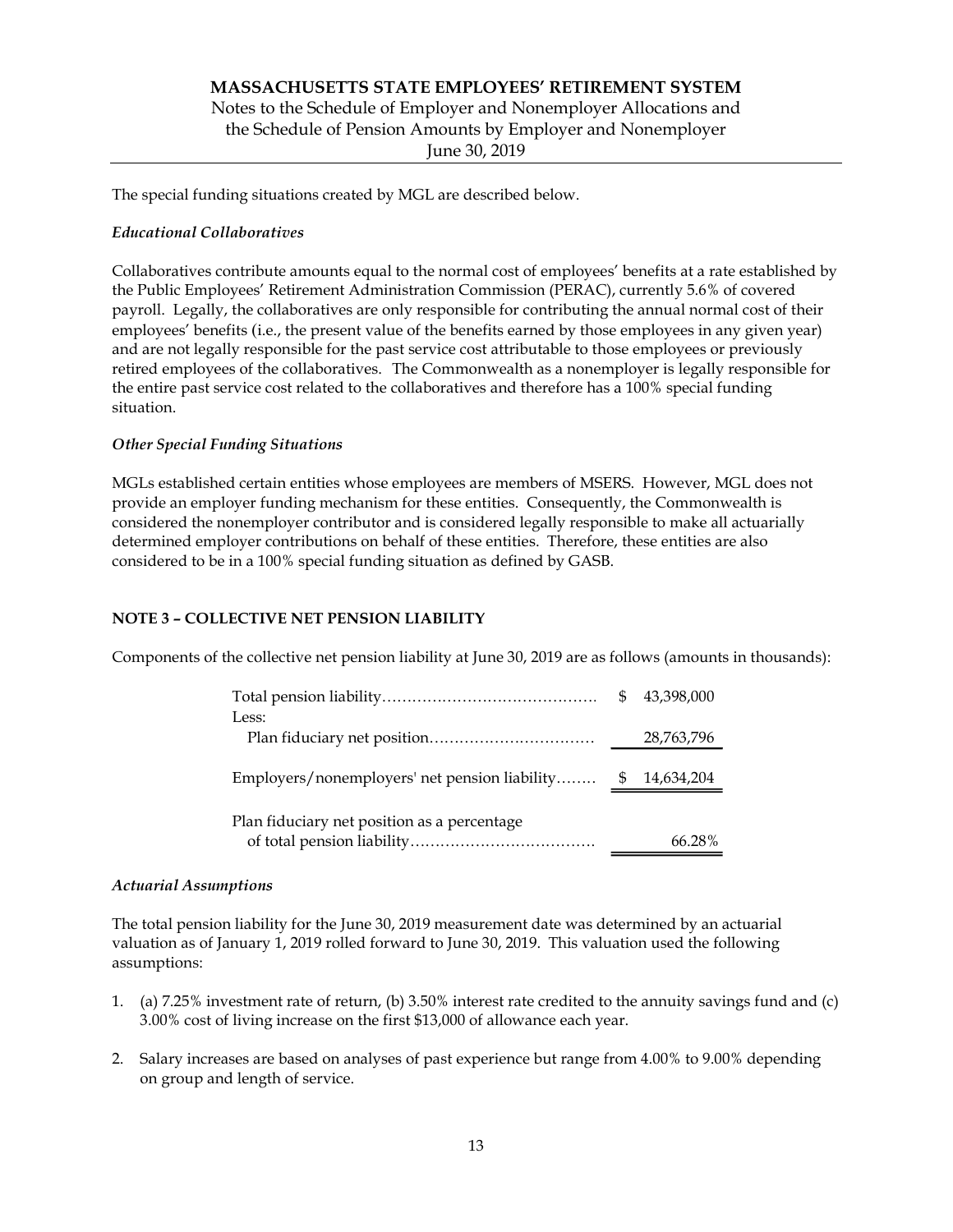The special funding situations created by MGL are described below.

*Educational Collaboratives*

Collaboratives contribute amounts equal to the normal cost of employees' benefits at a rate established by the Public Employees' Retirement Administration Commission (PERAC), currently 5.6% of covered payroll. Legally, the collaboratives are only responsible for contributing the annual normal cost of their employees' benefits (i.e., the present value of the benefits earned by those employees in any given year) and are not legally responsible for the past service cost attributable to those employees or previously retired employees of the collaboratives. The Commonwealth as a nonemployer is legally responsible for the entire past service cost related to the collaboratives and therefore has a 100% special funding situation.

*Other Special Funding Situations*

MGLs established certain entities whose employees are members of MSERS. However, MGL does not provide an employer funding mechanism for these entities. Consequently, the Commonwealth is considered the nonemployer contributor and is considered legally responsible to make all actuarially determined employer contributions on behalf of these entities. Therefore, these entities are also considered to be in a 100% special funding situation as defined by GASB.

**NOTE 3 – COLLECTIVE NET PENSION LIABILITY**

Components of the collective net pension liability at June 30, 2019 are as follows (amounts in thousands):

| | |
|---|---|
| Total pension liability | $ 43,398,000 |
| Less: | |
| Plan fiduciary net position | 28,763,796 |
| Employers/nonemployers' net pension liability | $ 14,634,204 |
| Plan fiduciary net position as a percentage of total pension liability | 66.28% |

*Actuarial Assumptions*

The total pension liability for the June 30, 2019 measurement date was determined by an actuarial valuation as of January 1, 2019 rolled forward to June 30, 2019. This valuation used the following assumptions:

1. (a) 7.25% investment rate of return, (b) 3.50% interest rate credited to the annuity savings fund and (c) 3.00% cost of living increase on the first $13,000 of allowance each year.

2. Salary increases are based on analyses of past experience but range from 4.00% to 9.00% depending on group and length of service.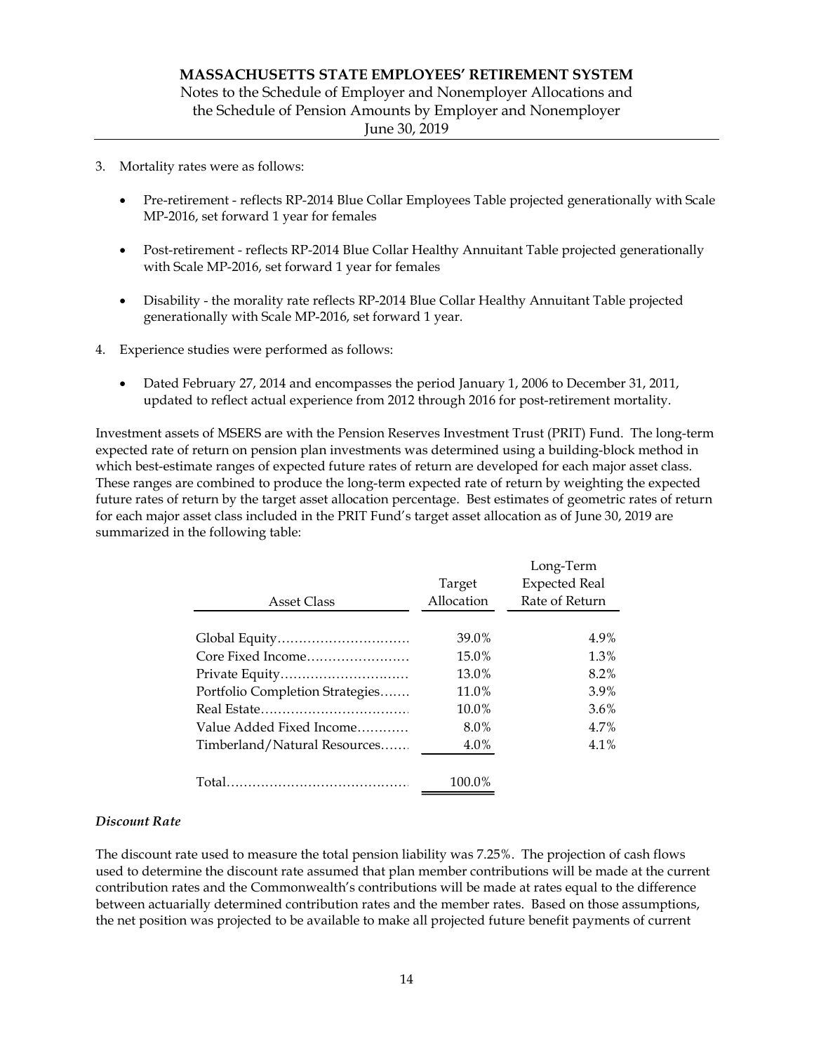3. Mortality rates were as follows:

   - Pre-retirement - reflects RP-2014 Blue Collar Employees Table projected generationally with Scale MP-2016, set forward 1 year for females
   - Post-retirement - reflects RP-2014 Blue Collar Healthy Annuitant Table projected generationally with Scale MP-2016, set forward 1 year for females
   - Disability - the morality rate reflects RP-2014 Blue Collar Healthy Annuitant Table projected generationally with Scale MP-2016, set forward 1 year.

4. Experience studies were performed as follows:

   - Dated February 27, 2014 and encompasses the period January 1, 2006 to December 31, 2011, updated to reflect actual experience from 2012 through 2016 for post-retirement mortality.

Investment assets of MSERS are with the Pension Reserves Investment Trust (PRIT) Fund. The long-term expected rate of return on pension plan investments was determined using a building-block method in which best-estimate ranges of expected future rates of return are developed for each major asset class. These ranges are combined to produce the long-term expected rate of return by weighting the expected future rates of return by the target asset allocation percentage. Best estimates of geometric rates of return for each major asset class included in the PRIT Fund's target asset allocation as of June 30, 2019 are summarized in the following table:

| Asset Class | Target Allocation | Long-Term Expected Real Rate of Return |
|---|---|---|
| Global Equity | 39.0% | 4.9% |
| Core Fixed Income | 15.0% | 1.3% |
| Private Equity | 13.0% | 8.2% |
| Portfolio Completion Strategies | 11.0% | 3.9% |
| Real Estate | 10.0% | 3.6% |
| Value Added Fixed Income | 8.0% | 4.7% |
| Timberland/Natural Resources | 4.0% | 4.1% |
| Total | 100.0% | |

### *Discount Rate*

The discount rate used to measure the total pension liability was 7.25%. The projection of cash flows used to determine the discount rate assumed that plan member contributions will be made at the current contribution rates and the Commonwealth's contributions will be made at rates equal to the difference between actuarially determined contribution rates and the member rates. Based on those assumptions, the net position was projected to be available to make all projected future benefit payments of current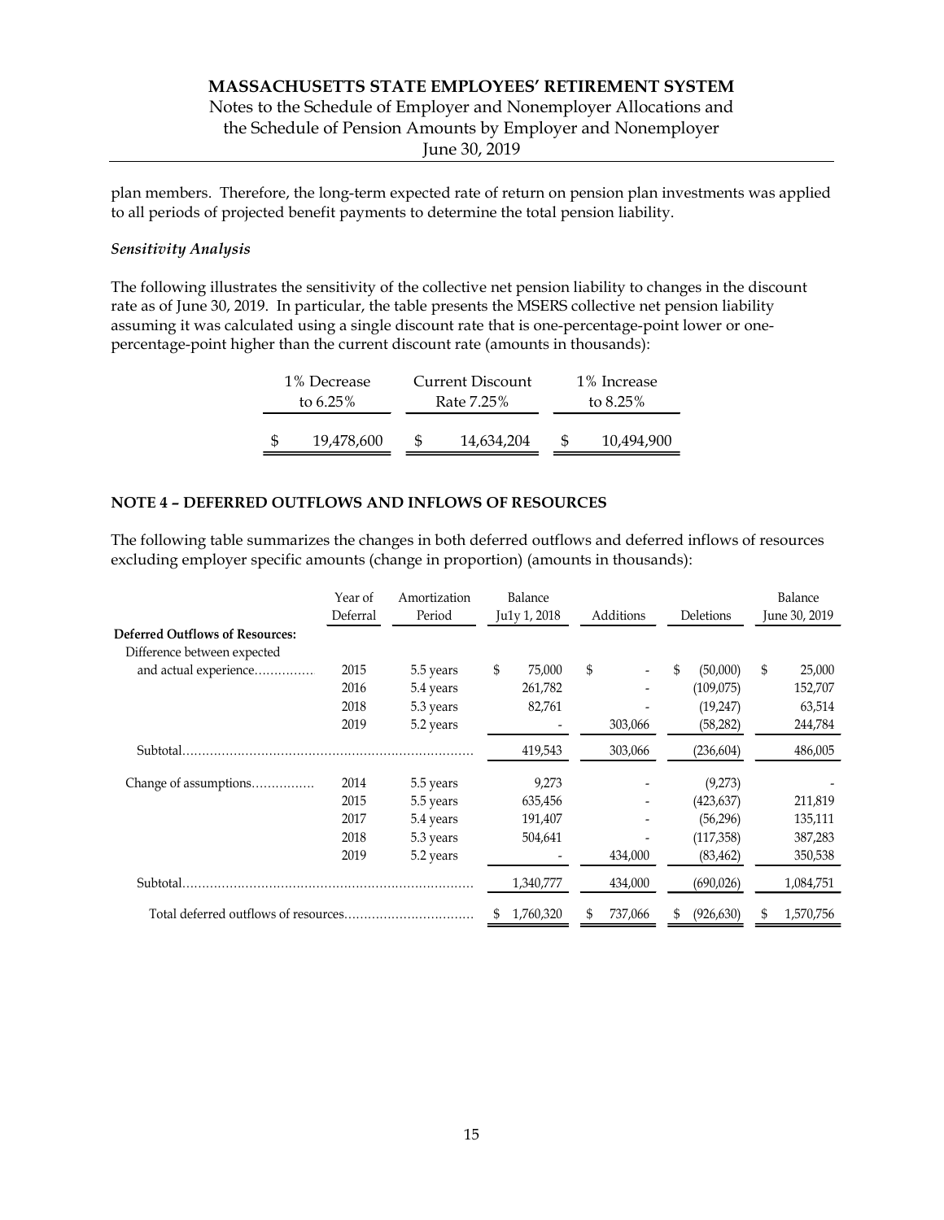plan members. Therefore, the long-term expected rate of return on pension plan investments was applied to all periods of projected benefit payments to determine the total pension liability.

### *Sensitivity Analysis*

The following illustrates the sensitivity of the collective net pension liability to changes in the discount rate as of June 30, 2019. In particular, the table presents the MSERS collective net pension liability assuming it was calculated using a single discount rate that is one-percentage-point lower or one-percentage-point higher than the current discount rate (amounts in thousands):

| 1% Decrease to 6.25% | Current Discount Rate 7.25% | 1% Increase to 8.25% |
|---|---|---|
| $ 19,478,600 | $ 14,634,204 | $ 10,494,900 |

## NOTE 4 – DEFERRED OUTFLOWS AND INFLOWS OF RESOURCES

The following table summarizes the changes in both deferred outflows and deferred inflows of resources excluding employer specific amounts (change in proportion) (amounts in thousands):

| | Year of Deferral | Amortization Period | Balance Ju1y 1, 2018 | Additions | Deletions | Balance June 30, 2019 |
|---|---|---|---|---|---|---|
| **Deferred Outflows of Resources:** | | | | | | |
| Difference between expected and actual experience | 2015 | 5.5 years | $ 75,000 | $ - | $ (50,000) | $ 25,000 |
| | 2016 | 5.4 years | 261,782 | - | (109,075) | 152,707 |
| | 2018 | 5.3 years | 82,761 | - | (19,247) | 63,514 |
| | 2019 | 5.2 years | - | 303,066 | (58,282) | 244,784 |
| Subtotal | | | 419,543 | 303,066 | (236,604) | 486,005 |
| Change of assumptions | 2014 | 5.5 years | 9,273 | - | (9,273) | - |
| | 2015 | 5.5 years | 635,456 | - | (423,637) | 211,819 |
| | 2017 | 5.4 years | 191,407 | - | (56,296) | 135,111 |
| | 2018 | 5.3 years | 504,641 | - | (117,358) | 387,283 |
| | 2019 | 5.2 years | - | 434,000 | (83,462) | 350,538 |
| Subtotal | | | 1,340,777 | 434,000 | (690,026) | 1,084,751 |
| Total deferred outflows of resources | | | $ 1,760,320 | $ 737,066 | $ (926,630) | $ 1,570,756 |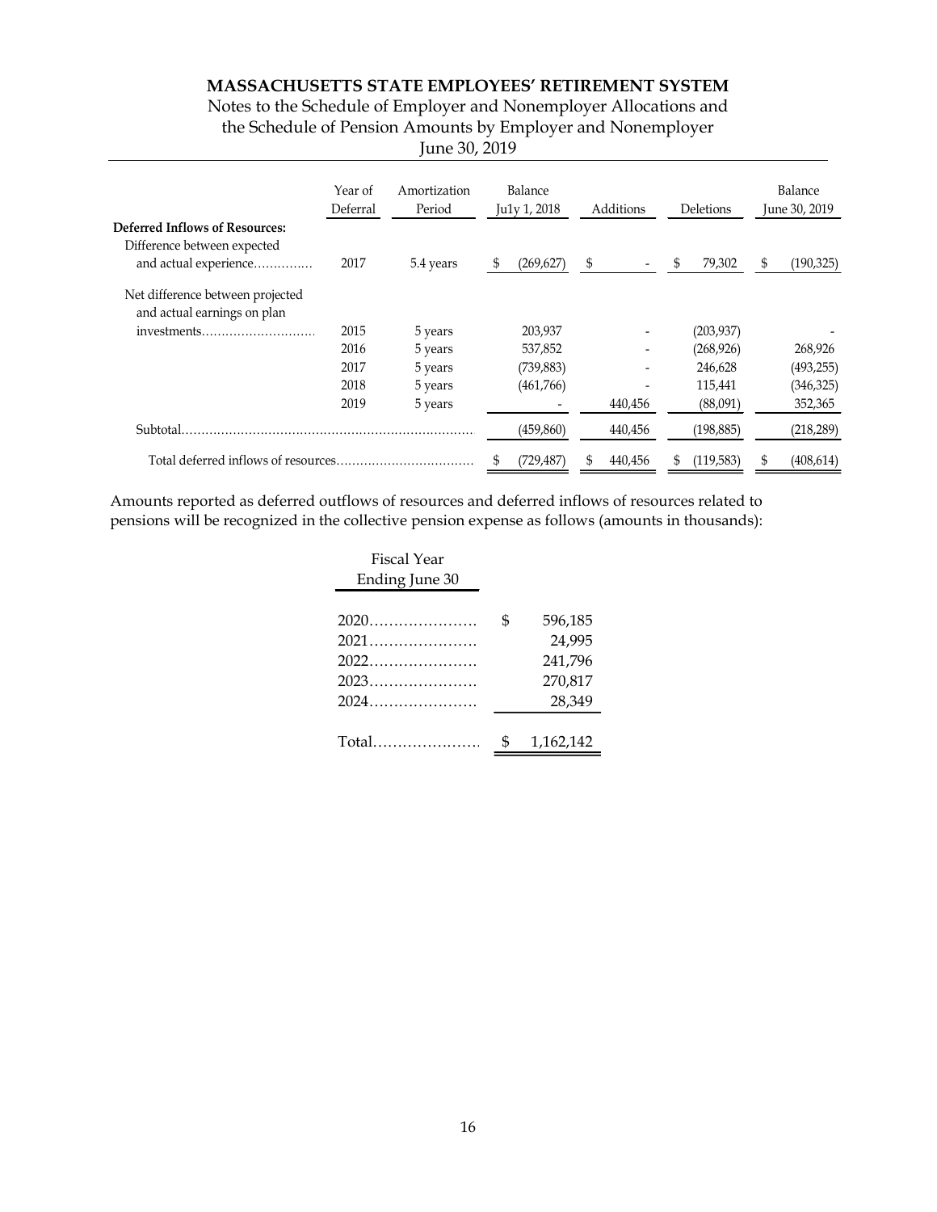# MASSACHUSETTS STATE EMPLOYEES' RETIREMENT SYSTEM

Notes to the Schedule of Employer and Nonemployer Allocations and the Schedule of Pension Amounts by Employer and Nonemployer

June 30, 2019

| | Year of Deferral | Amortization Period | Balance July 1, 2018 | Additions | Deletions | Balance June 30, 2019 |
|---|---|---|---|---|---|---|
| **Deferred Inflows of Resources:** | | | | | | |
| Difference between expected and actual experience............... | 2017 | 5.4 years | $ (269,627) | $ - | $ 79,302 | $ (190,325) |
| Net difference between projected and actual earnings on plan investments............................ | 2015 | 5 years | 203,937 | - | (203,937) | - |
| | 2016 | 5 years | 537,852 | - | (268,926) | 268,926 |
| | 2017 | 5 years | (739,883) | - | 246,628 | (493,255) |
| | 2018 | 5 years | (461,766) | - | 115,441 | (346,325) |
| | 2019 | 5 years | - | 440,456 | (88,091) | 352,365 |
| Subtotal........................................................................ | | | (459,860) | 440,456 | (198,885) | (218,289) |
| Total deferred inflows of resources.................................. | | | $ (729,487) | $ 440,456 | $ (119,583) | $ (408,614) |

Amounts reported as deferred outflows of resources and deferred inflows of resources related to pensions will be recognized in the collective pension expense as follows (amounts in thousands):

| Fiscal Year Ending June 30 | |
|---|---|
| 2020...................... | $ 596,185 |
| 2021...................... | 24,995 |
| 2022...................... | 241,796 |
| 2023...................... | 270,817 |
| 2024...................... | 28,349 |
| Total...................... | $ 1,162,142 |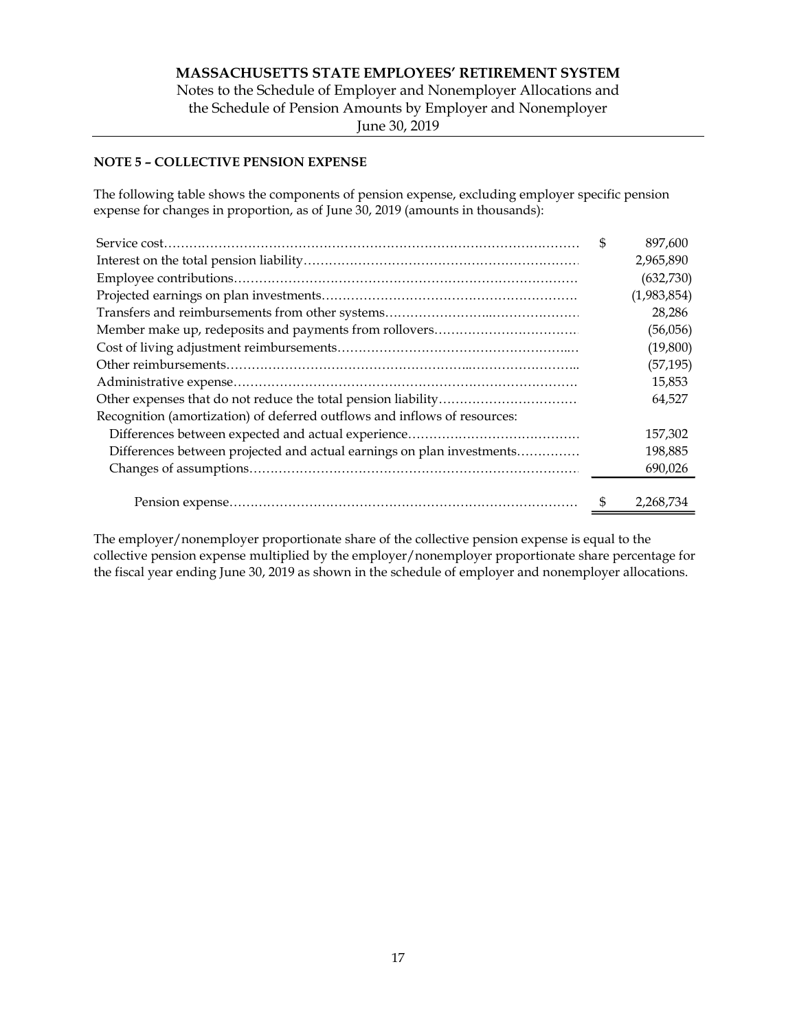# MASSACHUSETTS STATE EMPLOYEES' RETIREMENT SYSTEM

Notes to the Schedule of Employer and Nonemployer Allocations and the Schedule of Pension Amounts by Employer and Nonemployer

June 30, 2019

## NOTE 5 – COLLECTIVE PENSION EXPENSE

The following table shows the components of pension expense, excluding employer specific pension expense for changes in proportion, as of June 30, 2019 (amounts in thousands):

| | | |
|---|---|---|
| Service cost | $ | 897,600 |
| Interest on the total pension liability | | 2,965,890 |
| Employee contributions | | (632,730) |
| Projected earnings on plan investments | | (1,983,854) |
| Transfers and reimbursements from other systems | | 28,286 |
| Member make up, redeposits and payments from rollovers | | (56,056) |
| Cost of living adjustment reimbursements | | (19,800) |
| Other reimbursements | | (57,195) |
| Administrative expense | | 15,853 |
| Other expenses that do not reduce the total pension liability | | 64,527 |
| Recognition (amortization) of deferred outflows and inflows of resources: | | |
| Differences between expected and actual experience | | 157,302 |
| Differences between projected and actual earnings on plan investments | | 198,885 |
| Changes of assumptions | | 690,026 |
| Pension expense | $ | 2,268,734 |

The employer/nonemployer proportionate share of the collective pension expense is equal to the collective pension expense multiplied by the employer/nonemployer proportionate share percentage for the fiscal year ending June 30, 2019 as shown in the schedule of employer and nonemployer allocations.